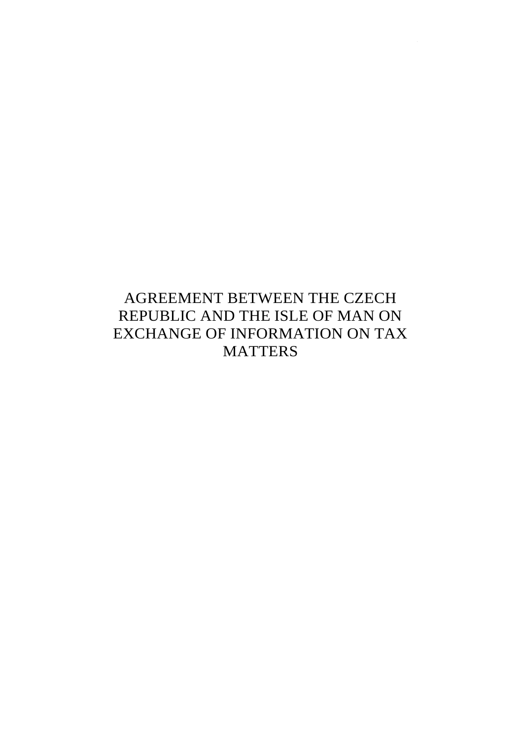# AGREEMENT BETWEEN THE CZECH REPUBLIC AND THE ISLE OF MAN ON EXCHANGE OF INFORMATION ON TAX MATTERS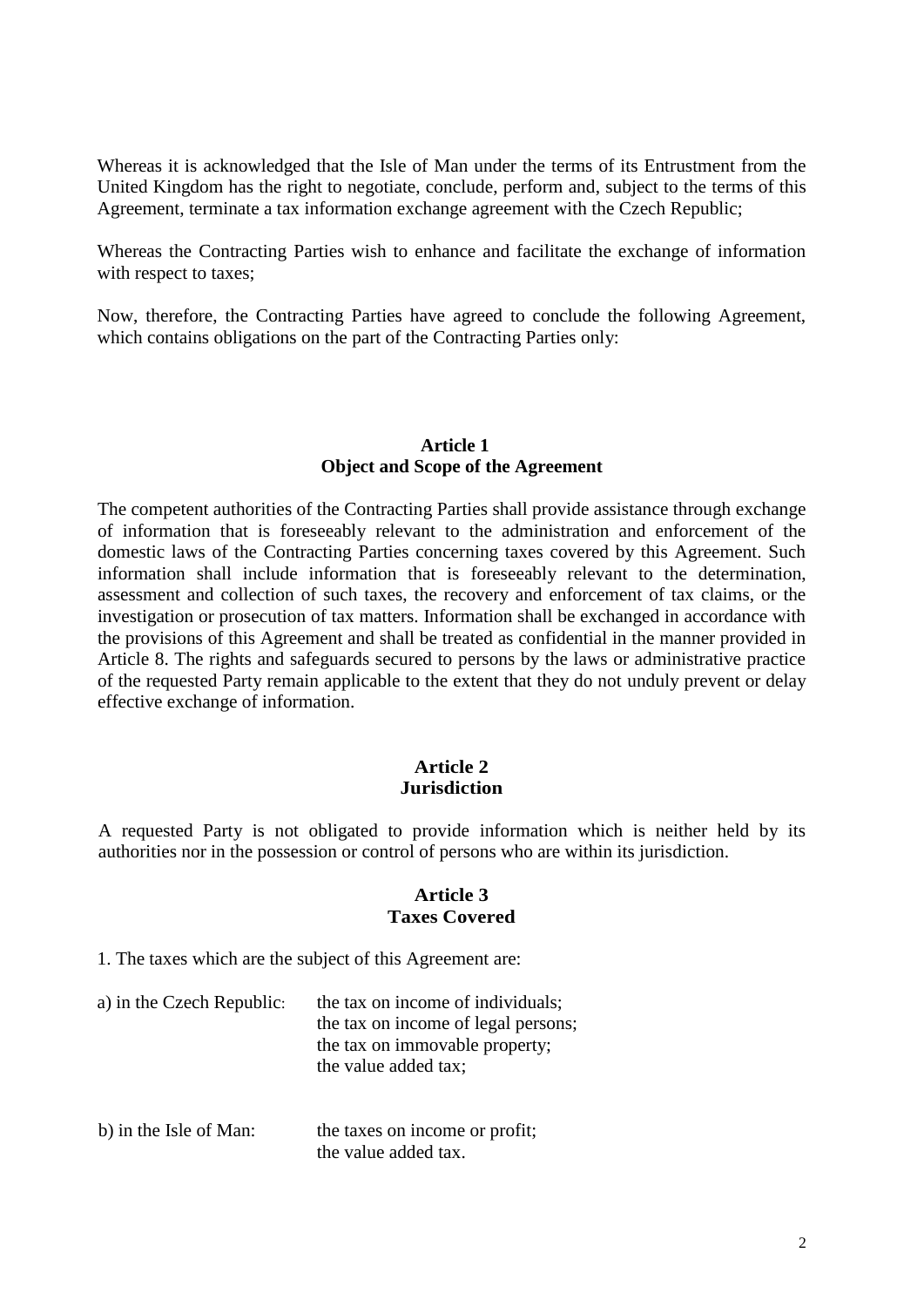Whereas it is acknowledged that the Isle of Man under the terms of its Entrustment from the United Kingdom has the right to negotiate, conclude, perform and, subject to the terms of this Agreement, terminate a tax information exchange agreement with the Czech Republic;

Whereas the Contracting Parties wish to enhance and facilitate the exchange of information with respect to taxes;

Now, therefore, the Contracting Parties have agreed to conclude the following Agreement, which contains obligations on the part of the Contracting Parties only:

## Article 1
## Object and Scope of the Agreement

The competent authorities of the Contracting Parties shall provide assistance through exchange of information that is foreseeably relevant to the administration and enforcement of the domestic laws of the Contracting Parties concerning taxes covered by this Agreement. Such information shall include information that is foreseeably relevant to the determination, assessment and collection of such taxes, the recovery and enforcement of tax claims, or the investigation or prosecution of tax matters. Information shall be exchanged in accordance with the provisions of this Agreement and shall be treated as confidential in the manner provided in Article 8. The rights and safeguards secured to persons by the laws or administrative practice of the requested Party remain applicable to the extent that they do not unduly prevent or delay effective exchange of information.

## Article 2
## Jurisdiction

A requested Party is not obligated to provide information which is neither held by its authorities nor in the possession or control of persons who are within its jurisdiction.

## Article 3
## Taxes Covered

1. The taxes which are the subject of this Agreement are:

a) in the Czech Republic:
- the tax on income of individuals;
- the tax on income of legal persons;
- the tax on immovable property;
- the value added tax;

b) in the Isle of Man:
- the taxes on income or profit;
- the value added tax.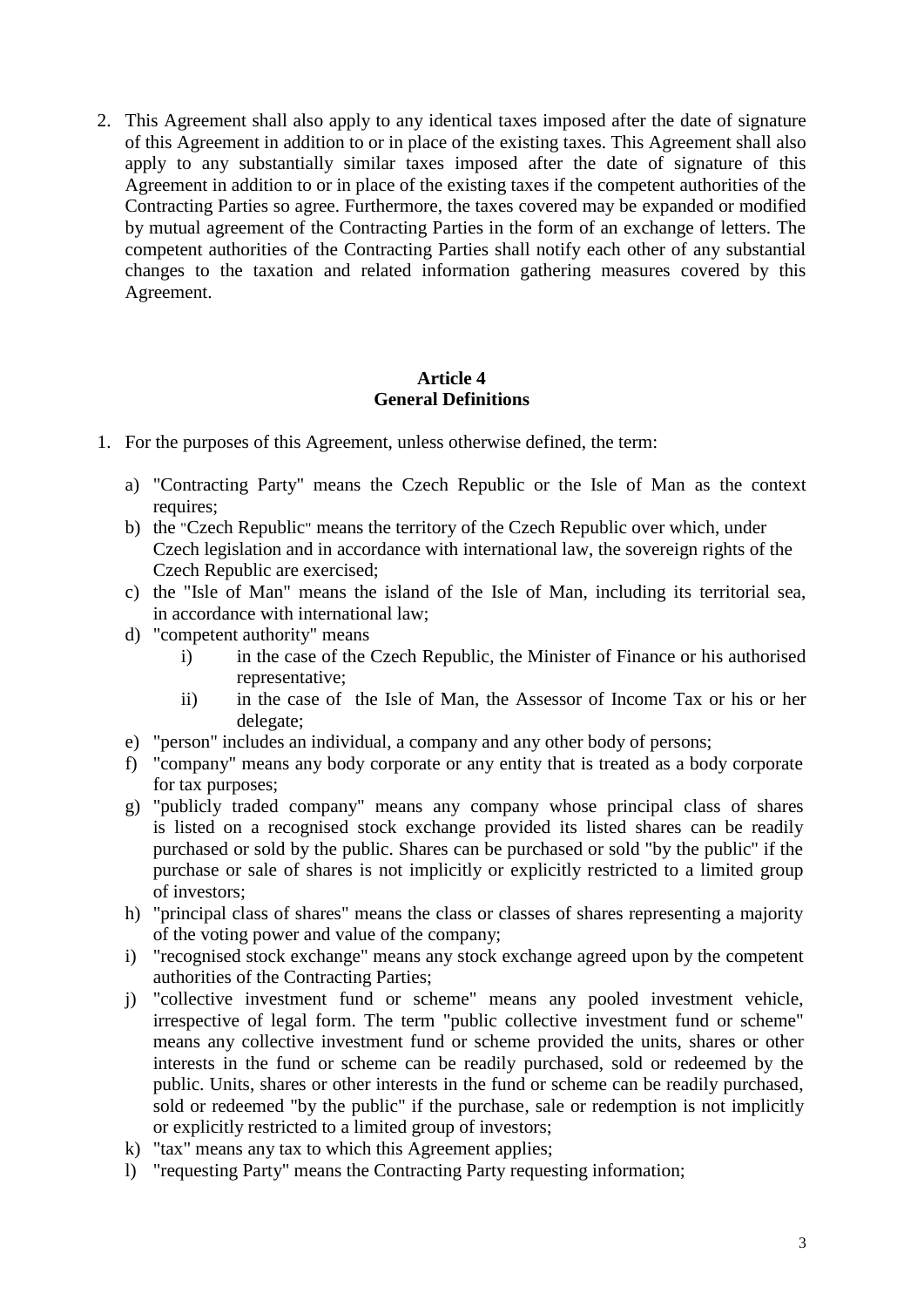2. This Agreement shall also apply to any identical taxes imposed after the date of signature of this Agreement in addition to or in place of the existing taxes. This Agreement shall also apply to any substantially similar taxes imposed after the date of signature of this Agreement in addition to or in place of the existing taxes if the competent authorities of the Contracting Parties so agree. Furthermore, the taxes covered may be expanded or modified by mutual agreement of the Contracting Parties in the form of an exchange of letters. The competent authorities of the Contracting Parties shall notify each other of any substantial changes to the taxation and related information gathering measures covered by this Agreement.

### Article 4
### General Definitions

1. For the purposes of this Agreement, unless otherwise defined, the term:

   a) "Contracting Party" means the Czech Republic or the Isle of Man as the context requires;
   b) the "Czech Republic" means the territory of the Czech Republic over which, under Czech legislation and in accordance with international law, the sovereign rights of the Czech Republic are exercised;
   c) the "Isle of Man" means the island of the Isle of Man, including its territorial sea, in accordance with international law;
   d) "competent authority" means
      i) in the case of the Czech Republic, the Minister of Finance or his authorised representative;
      ii) in the case of the Isle of Man, the Assessor of Income Tax or his or her delegate;
   e) "person" includes an individual, a company and any other body of persons;
   f) "company" means any body corporate or any entity that is treated as a body corporate for tax purposes;
   g) "publicly traded company" means any company whose principal class of shares is listed on a recognised stock exchange provided its listed shares can be readily purchased or sold by the public. Shares can be purchased or sold "by the public" if the purchase or sale of shares is not implicitly or explicitly restricted to a limited group of investors;
   h) "principal class of shares" means the class or classes of shares representing a majority of the voting power and value of the company;
   i) "recognised stock exchange" means any stock exchange agreed upon by the competent authorities of the Contracting Parties;
   j) "collective investment fund or scheme" means any pooled investment vehicle, irrespective of legal form. The term "public collective investment fund or scheme" means any collective investment fund or scheme provided the units, shares or other interests in the fund or scheme can be readily purchased, sold or redeemed by the public. Units, shares or other interests in the fund or scheme can be readily purchased, sold or redeemed "by the public" if the purchase, sale or redemption is not implicitly or explicitly restricted to a limited group of investors;
   k) "tax" means any tax to which this Agreement applies;
   l) "requesting Party" means the Contracting Party requesting information;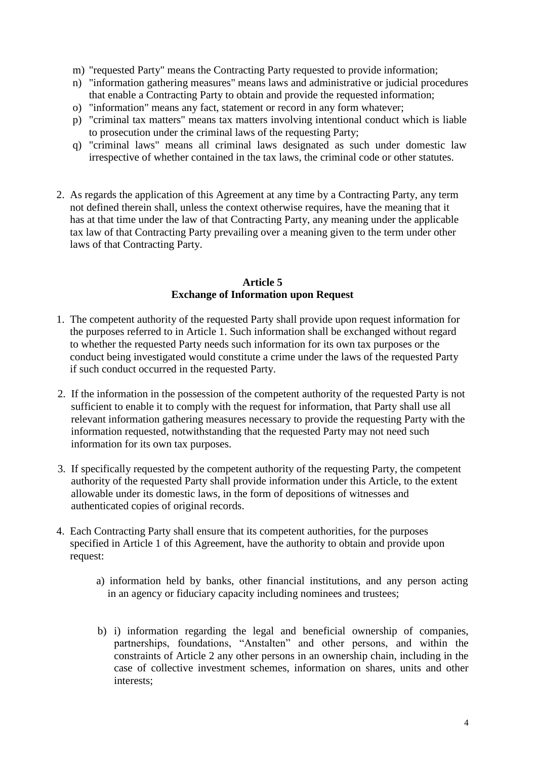m) "requested Party" means the Contracting Party requested to provide information;

n) "information gathering measures" means laws and administrative or judicial procedures that enable a Contracting Party to obtain and provide the requested information;

o) "information" means any fact, statement or record in any form whatever;

p) "criminal tax matters" means tax matters involving intentional conduct which is liable to prosecution under the criminal laws of the requesting Party;

q) "criminal laws" means all criminal laws designated as such under domestic law irrespective of whether contained in the tax laws, the criminal code or other statutes.

2. As regards the application of this Agreement at any time by a Contracting Party, any term not defined therein shall, unless the context otherwise requires, have the meaning that it has at that time under the law of that Contracting Party, any meaning under the applicable tax law of that Contracting Party prevailing over a meaning given to the term under other laws of that Contracting Party.

## Article 5
## Exchange of Information upon Request

1. The competent authority of the requested Party shall provide upon request information for the purposes referred to in Article 1. Such information shall be exchanged without regard to whether the requested Party needs such information for its own tax purposes or the conduct being investigated would constitute a crime under the laws of the requested Party if such conduct occurred in the requested Party.

2. If the information in the possession of the competent authority of the requested Party is not sufficient to enable it to comply with the request for information, that Party shall use all relevant information gathering measures necessary to provide the requesting Party with the information requested, notwithstanding that the requested Party may not need such information for its own tax purposes.

3. If specifically requested by the competent authority of the requesting Party, the competent authority of the requested Party shall provide information under this Article, to the extent allowable under its domestic laws, in the form of depositions of witnesses and authenticated copies of original records.

4. Each Contracting Party shall ensure that its competent authorities, for the purposes specified in Article 1 of this Agreement, have the authority to obtain and provide upon request:

   a) information held by banks, other financial institutions, and any person acting in an agency or fiduciary capacity including nominees and trustees;

   b) i) information regarding the legal and beneficial ownership of companies, partnerships, foundations, "Anstalten" and other persons, and within the constraints of Article 2 any other persons in an ownership chain, including in the case of collective investment schemes, information on shares, units and other interests;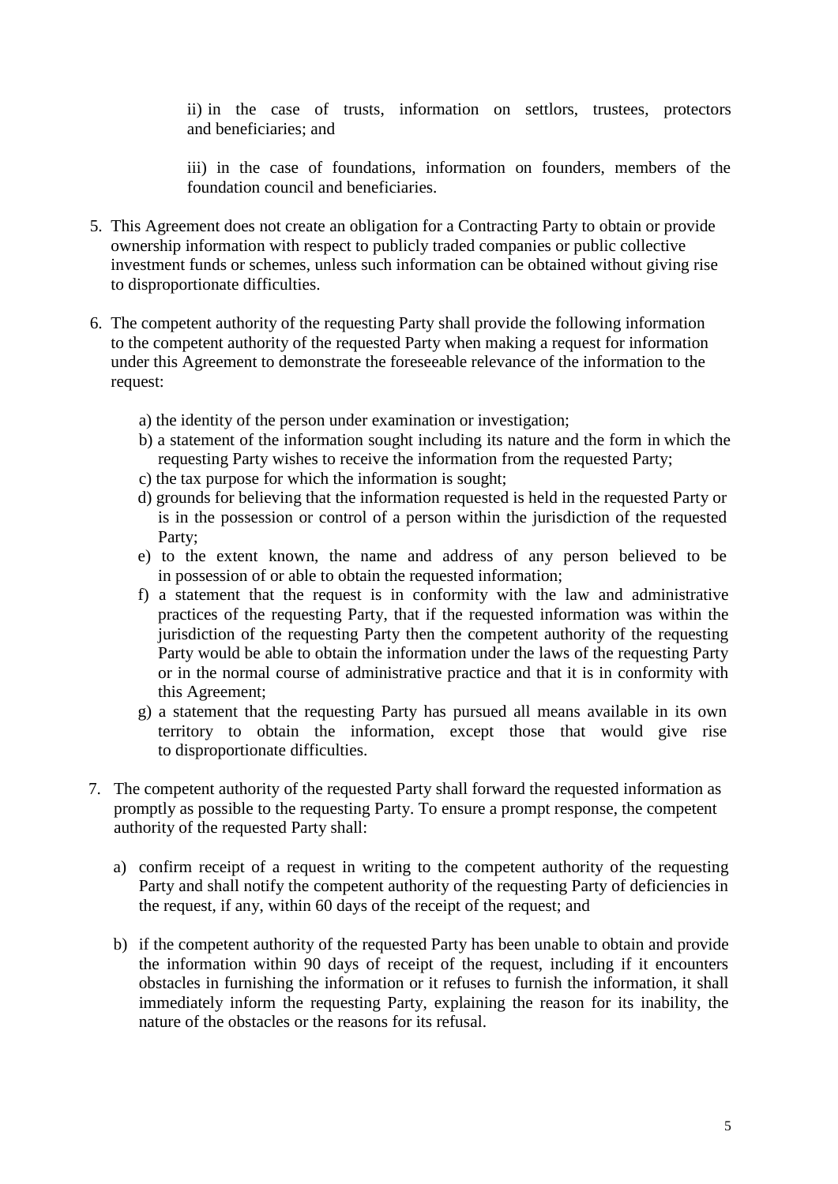ii) in the case of trusts, information on settlors, trustees, protectors and beneficiaries; and

iii) in the case of foundations, information on founders, members of the foundation council and beneficiaries.

5. This Agreement does not create an obligation for a Contracting Party to obtain or provide ownership information with respect to publicly traded companies or public collective investment funds or schemes, unless such information can be obtained without giving rise to disproportionate difficulties.

6. The competent authority of the requesting Party shall provide the following information to the competent authority of the requested Party when making a request for information under this Agreement to demonstrate the foreseeable relevance of the information to the request:

   a) the identity of the person under examination or investigation;
   b) a statement of the information sought including its nature and the form in which the requesting Party wishes to receive the information from the requested Party;
   c) the tax purpose for which the information is sought;
   d) grounds for believing that the information requested is held in the requested Party or is in the possession or control of a person within the jurisdiction of the requested Party;
   e) to the extent known, the name and address of any person believed to be in possession of or able to obtain the requested information;
   f) a statement that the request is in conformity with the law and administrative practices of the requesting Party, that if the requested information was within the jurisdiction of the requesting Party then the competent authority of the requesting Party would be able to obtain the information under the laws of the requesting Party or in the normal course of administrative practice and that it is in conformity with this Agreement;
   g) a statement that the requesting Party has pursued all means available in its own territory to obtain the information, except those that would give rise to disproportionate difficulties.

7. The competent authority of the requested Party shall forward the requested information as promptly as possible to the requesting Party. To ensure a prompt response, the competent authority of the requested Party shall:

   a) confirm receipt of a request in writing to the competent authority of the requesting Party and shall notify the competent authority of the requesting Party of deficiencies in the request, if any, within 60 days of the receipt of the request; and

   b) if the competent authority of the requested Party has been unable to obtain and provide the information within 90 days of receipt of the request, including if it encounters obstacles in furnishing the information or it refuses to furnish the information, it shall immediately inform the requesting Party, explaining the reason for its inability, the nature of the obstacles or the reasons for its refusal.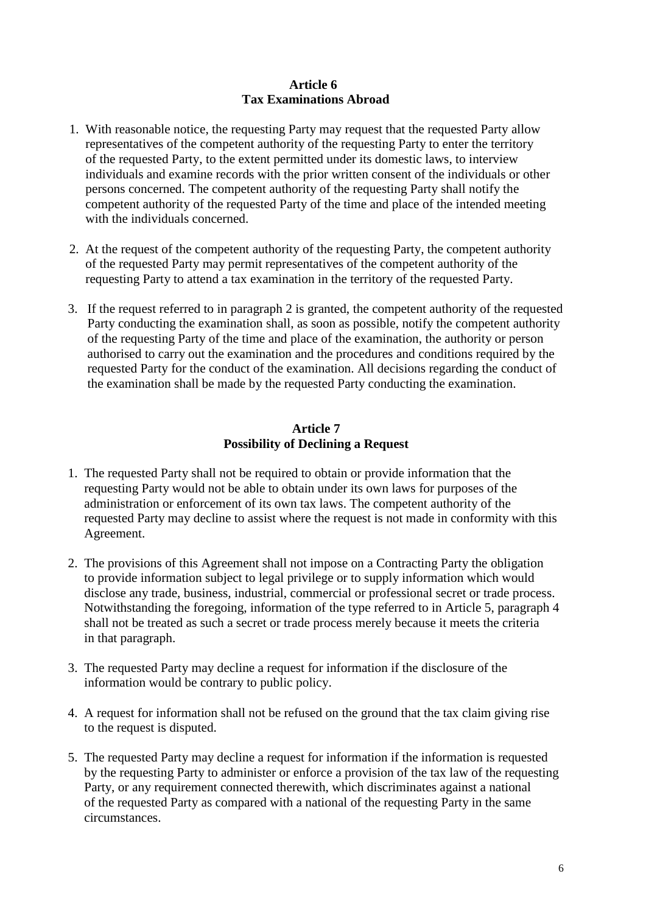## Article 6
## Tax Examinations Abroad

1. With reasonable notice, the requesting Party may request that the requested Party allow representatives of the competent authority of the requesting Party to enter the territory of the requested Party, to the extent permitted under its domestic laws, to interview individuals and examine records with the prior written consent of the individuals or other persons concerned. The competent authority of the requesting Party shall notify the competent authority of the requested Party of the time and place of the intended meeting with the individuals concerned.

2. At the request of the competent authority of the requesting Party, the competent authority of the requested Party may permit representatives of the competent authority of the requesting Party to attend a tax examination in the territory of the requested Party.

3. If the request referred to in paragraph 2 is granted, the competent authority of the requested Party conducting the examination shall, as soon as possible, notify the competent authority of the requesting Party of the time and place of the examination, the authority or person authorised to carry out the examination and the procedures and conditions required by the requested Party for the conduct of the examination. All decisions regarding the conduct of the examination shall be made by the requested Party conducting the examination.

## Article 7
## Possibility of Declining a Request

1. The requested Party shall not be required to obtain or provide information that the requesting Party would not be able to obtain under its own laws for purposes of the administration or enforcement of its own tax laws. The competent authority of the requested Party may decline to assist where the request is not made in conformity with this Agreement.

2. The provisions of this Agreement shall not impose on a Contracting Party the obligation to provide information subject to legal privilege or to supply information which would disclose any trade, business, industrial, commercial or professional secret or trade process. Notwithstanding the foregoing, information of the type referred to in Article 5, paragraph 4 shall not be treated as such a secret or trade process merely because it meets the criteria in that paragraph.

3. The requested Party may decline a request for information if the disclosure of the information would be contrary to public policy.

4. A request for information shall not be refused on the ground that the tax claim giving rise to the request is disputed.

5. The requested Party may decline a request for information if the information is requested by the requesting Party to administer or enforce a provision of the tax law of the requesting Party, or any requirement connected therewith, which discriminates against a national of the requested Party as compared with a national of the requesting Party in the same circumstances.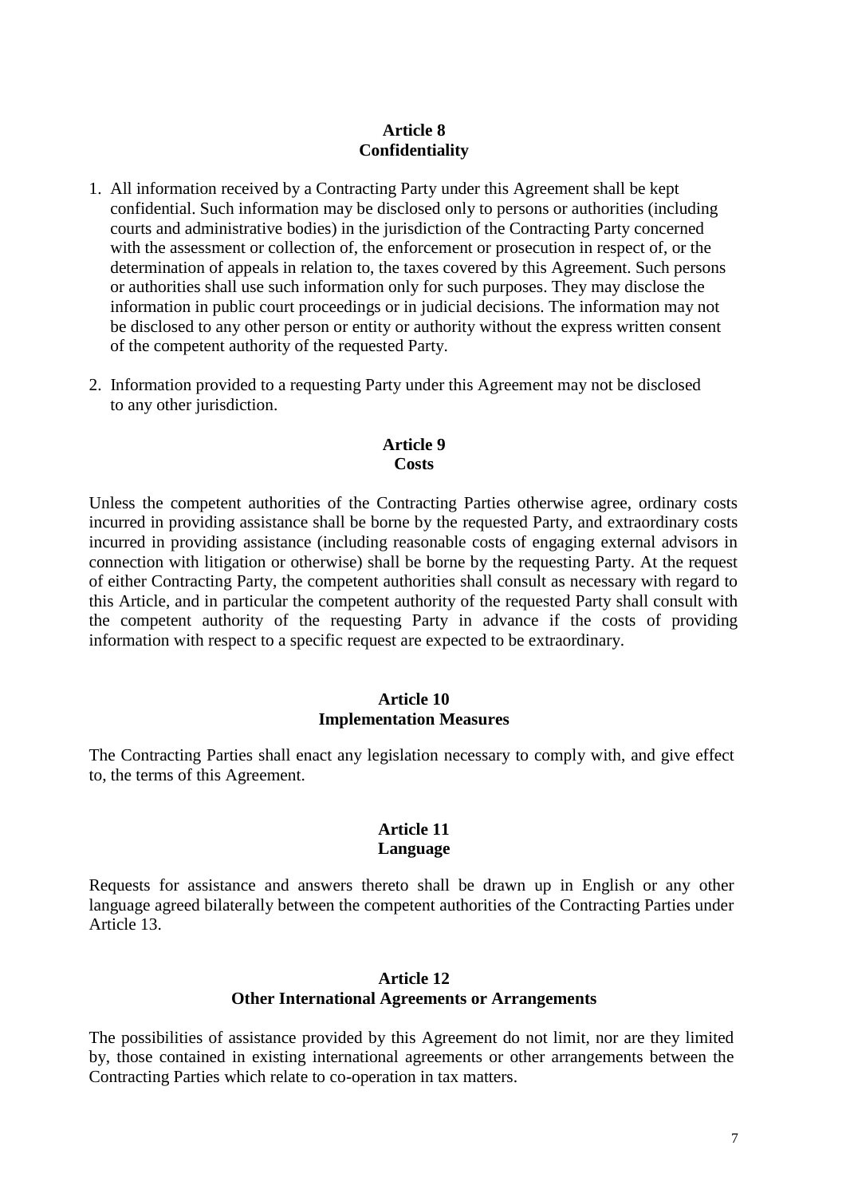## Article 8
## Confidentiality

1. All information received by a Contracting Party under this Agreement shall be kept confidential. Such information may be disclosed only to persons or authorities (including courts and administrative bodies) in the jurisdiction of the Contracting Party concerned with the assessment or collection of, the enforcement or prosecution in respect of, or the determination of appeals in relation to, the taxes covered by this Agreement. Such persons or authorities shall use such information only for such purposes. They may disclose the information in public court proceedings or in judicial decisions. The information may not be disclosed to any other person or entity or authority without the express written consent of the competent authority of the requested Party.

2. Information provided to a requesting Party under this Agreement may not be disclosed to any other jurisdiction.

## Article 9
## Costs

Unless the competent authorities of the Contracting Parties otherwise agree, ordinary costs incurred in providing assistance shall be borne by the requested Party, and extraordinary costs incurred in providing assistance (including reasonable costs of engaging external advisors in connection with litigation or otherwise) shall be borne by the requesting Party. At the request of either Contracting Party, the competent authorities shall consult as necessary with regard to this Article, and in particular the competent authority of the requested Party shall consult with the competent authority of the requesting Party in advance if the costs of providing information with respect to a specific request are expected to be extraordinary.

## Article 10
## Implementation Measures

The Contracting Parties shall enact any legislation necessary to comply with, and give effect to, the terms of this Agreement.

## Article 11
## Language

Requests for assistance and answers thereto shall be drawn up in English or any other language agreed bilaterally between the competent authorities of the Contracting Parties under Article 13.

## Article 12
## Other International Agreements or Arrangements

The possibilities of assistance provided by this Agreement do not limit, nor are they limited by, those contained in existing international agreements or other arrangements between the Contracting Parties which relate to co-operation in tax matters.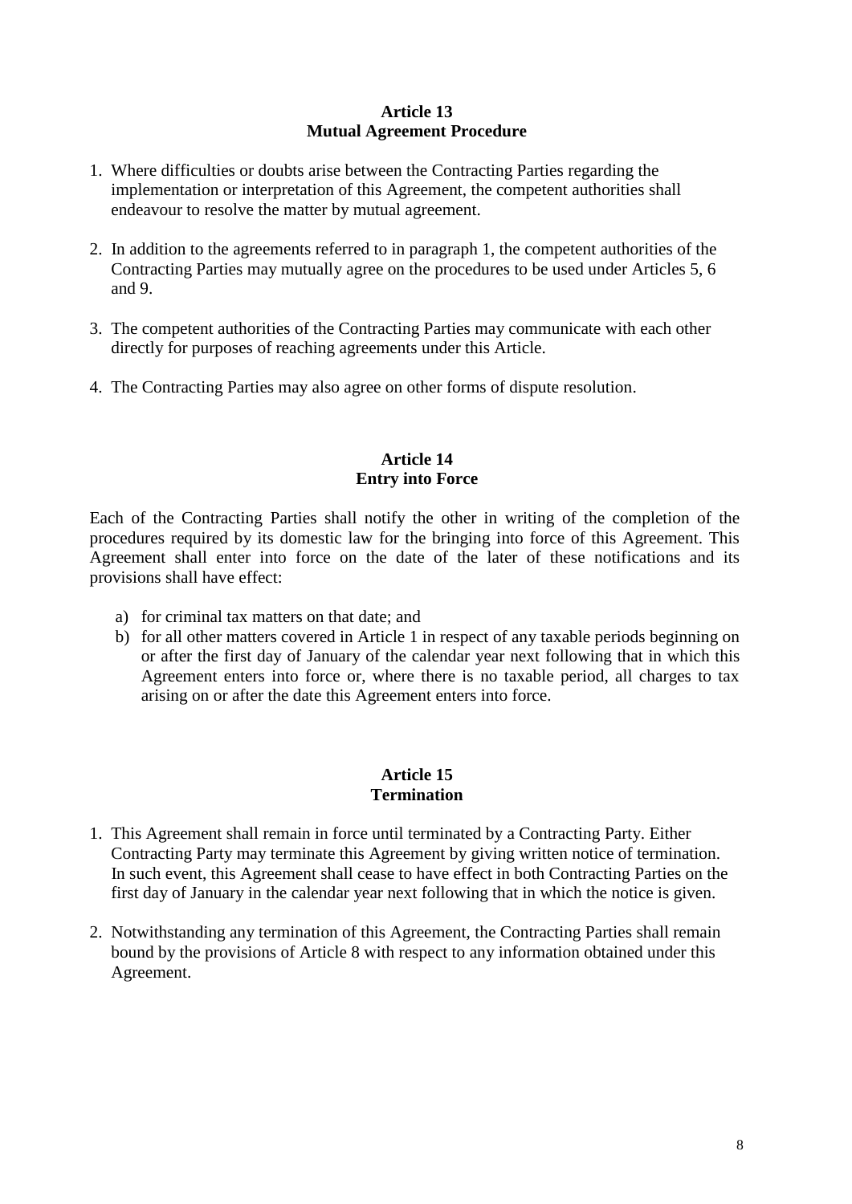## Article 13
## Mutual Agreement Procedure

1. Where difficulties or doubts arise between the Contracting Parties regarding the implementation or interpretation of this Agreement, the competent authorities shall endeavour to resolve the matter by mutual agreement.

2. In addition to the agreements referred to in paragraph 1, the competent authorities of the Contracting Parties may mutually agree on the procedures to be used under Articles 5, 6 and 9.

3. The competent authorities of the Contracting Parties may communicate with each other directly for purposes of reaching agreements under this Article.

4. The Contracting Parties may also agree on other forms of dispute resolution.

## Article 14
## Entry into Force

Each of the Contracting Parties shall notify the other in writing of the completion of the procedures required by its domestic law for the bringing into force of this Agreement. This Agreement shall enter into force on the date of the later of these notifications and its provisions shall have effect:

a) for criminal tax matters on that date; and
b) for all other matters covered in Article 1 in respect of any taxable periods beginning on or after the first day of January of the calendar year next following that in which this Agreement enters into force or, where there is no taxable period, all charges to tax arising on or after the date this Agreement enters into force.

## Article 15
## Termination

1. This Agreement shall remain in force until terminated by a Contracting Party. Either Contracting Party may terminate this Agreement by giving written notice of termination. In such event, this Agreement shall cease to have effect in both Contracting Parties on the first day of January in the calendar year next following that in which the notice is given.

2. Notwithstanding any termination of this Agreement, the Contracting Parties shall remain bound by the provisions of Article 8 with respect to any information obtained under this Agreement.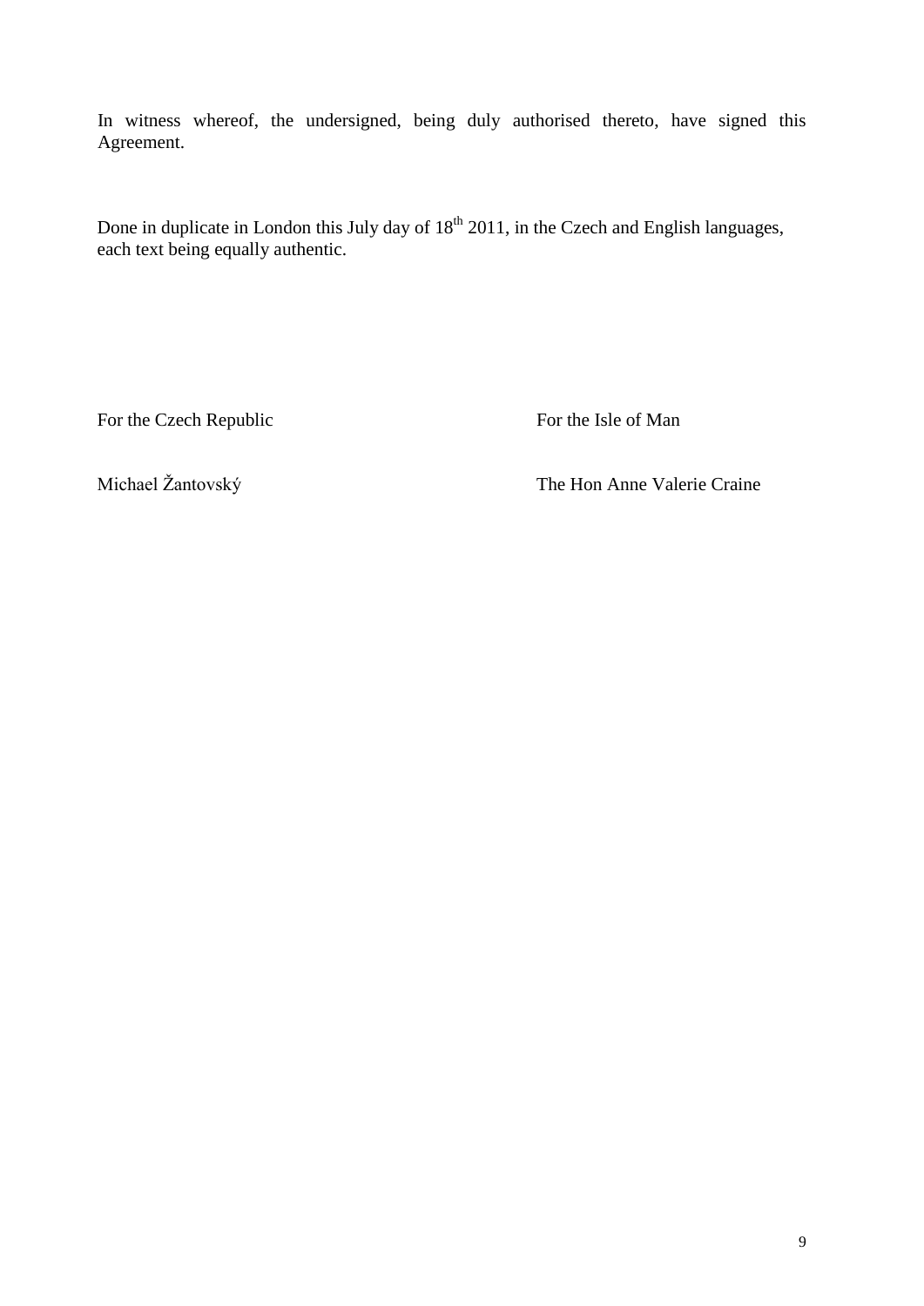In witness whereof, the undersigned, being duly authorised thereto, have signed this Agreement.

Done in duplicate in London this July day of 18th 2011, in the Czech and English languages, each text being equally authentic.

| For the Czech Republic | For the Isle of Man |
| --- | --- |
| Michael Žantovský | The Hon Anne Valerie Craine |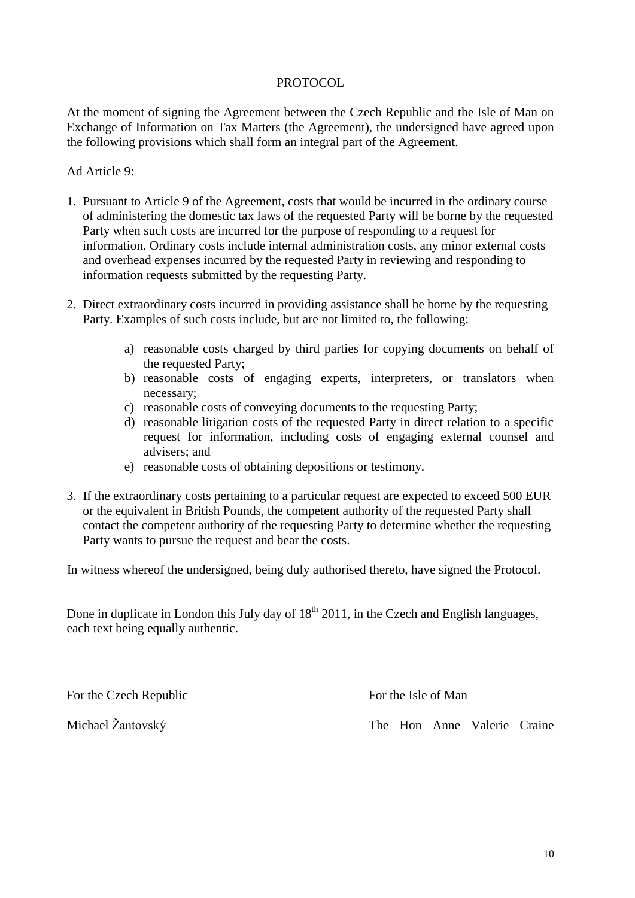# PROTOCOL

At the moment of signing the Agreement between the Czech Republic and the Isle of Man on Exchange of Information on Tax Matters (the Agreement), the undersigned have agreed upon the following provisions which shall form an integral part of the Agreement.

Ad Article 9:

1. Pursuant to Article 9 of the Agreement, costs that would be incurred in the ordinary course of administering the domestic tax laws of the requested Party will be borne by the requested Party when such costs are incurred for the purpose of responding to a request for information. Ordinary costs include internal administration costs, any minor external costs and overhead expenses incurred by the requested Party in reviewing and responding to information requests submitted by the requesting Party.

2. Direct extraordinary costs incurred in providing assistance shall be borne by the requesting Party. Examples of such costs include, but are not limited to, the following:

    a) reasonable costs charged by third parties for copying documents on behalf of the requested Party;
    b) reasonable costs of engaging experts, interpreters, or translators when necessary;
    c) reasonable costs of conveying documents to the requesting Party;
    d) reasonable litigation costs of the requested Party in direct relation to a specific request for information, including costs of engaging external counsel and advisers; and
    e) reasonable costs of obtaining depositions or testimony.

3. If the extraordinary costs pertaining to a particular request are expected to exceed 500 EUR or the equivalent in British Pounds, the competent authority of the requested Party shall contact the competent authority of the requesting Party to determine whether the requesting Party wants to pursue the request and bear the costs.

In witness whereof the undersigned, being duly authorised thereto, have signed the Protocol.

Done in duplicate in London this July day of 18th 2011, in the Czech and English languages, each text being equally authentic.

| | |
|---|---|
| For the Czech Republic | For the Isle of Man |
| Michael Žantovský | The Hon Anne Valerie Craine |